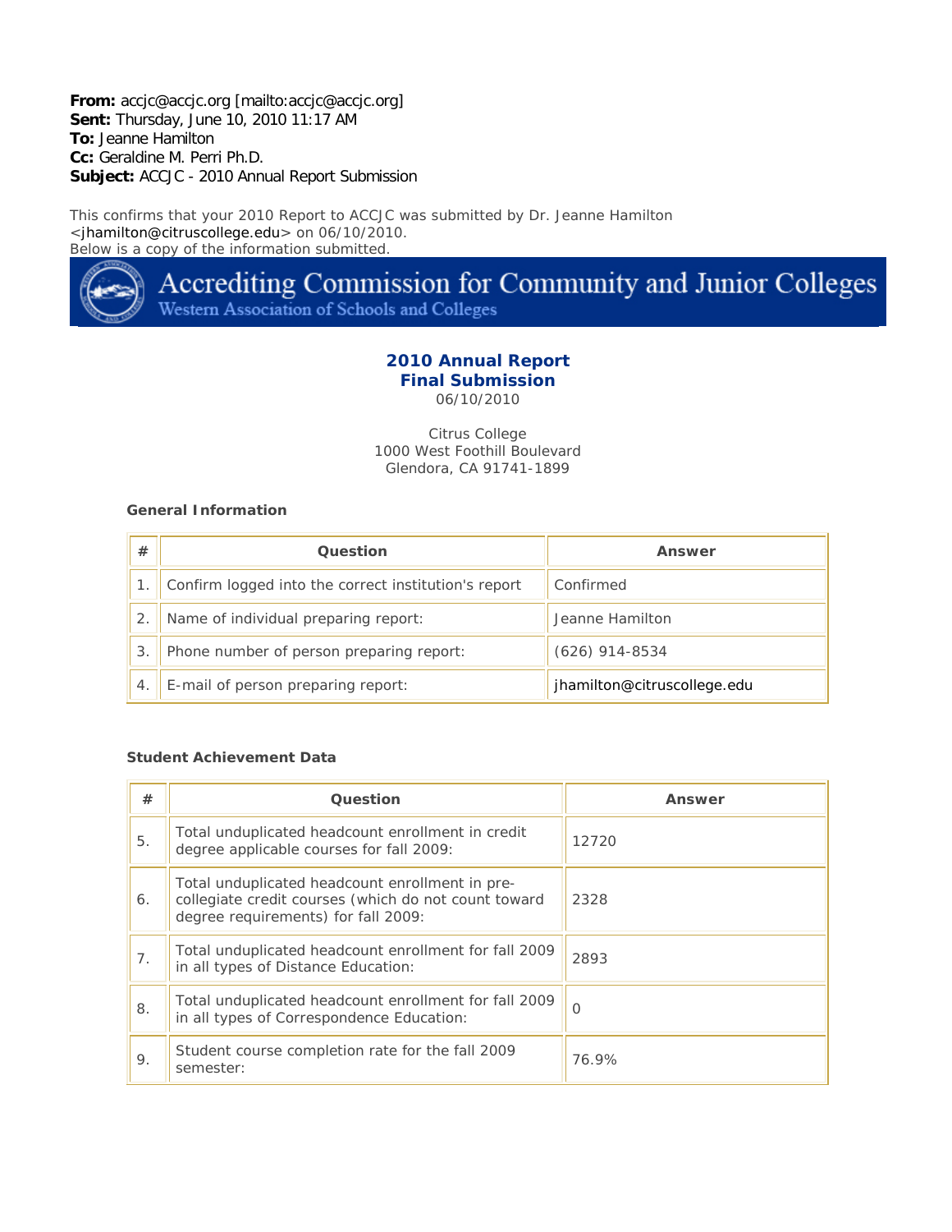**From:** accjc@accjc.org [mailto:accjc@accjc.org]
**Sent:** Thursday, June 10, 2010 11:17 AM
**To:** Jeanne Hamilton
**Cc:** Geraldine M. Perri Ph.D.
**Subject:** ACCJC - 2010 Annual Report Submission

This confirms that your 2010 Report to ACCJC was submitted by Dr. Jeanne Hamilton <jhamilton@citruscollege.edu> on 06/10/2010.
Below is a copy of the information submitted.

Accrediting Commission for Community and Junior Colleges
Western Association of Schools and Colleges

## 2010 Annual Report
## Final Submission

06/10/2010

Citrus College
1000 West Foothill Boulevard
Glendora, CA 91741-1899

### General Information

| # | Question | Answer |
|---|---|---|
| 1. | Confirm logged into the correct institution's report | Confirmed |
| 2. | Name of individual preparing report: | Jeanne Hamilton |
| 3. | Phone number of person preparing report: | (626) 914-8534 |
| 4. | E-mail of person preparing report: | jhamilton@citruscollege.edu |

### Student Achievement Data

| # | Question | Answer |
|---|---|---|
| 5. | Total unduplicated headcount enrollment in credit degree applicable courses for fall 2009: | 12720 |
| 6. | Total unduplicated headcount enrollment in pre-collegiate credit courses (which do not count toward degree requirements) for fall 2009: | 2328 |
| 7. | Total unduplicated headcount enrollment for fall 2009 in all types of Distance Education: | 2893 |
| 8. | Total unduplicated headcount enrollment for fall 2009 in all types of Correspondence Education: | 0 |
| 9. | Student course completion rate for the fall 2009 semester: | 76.9% |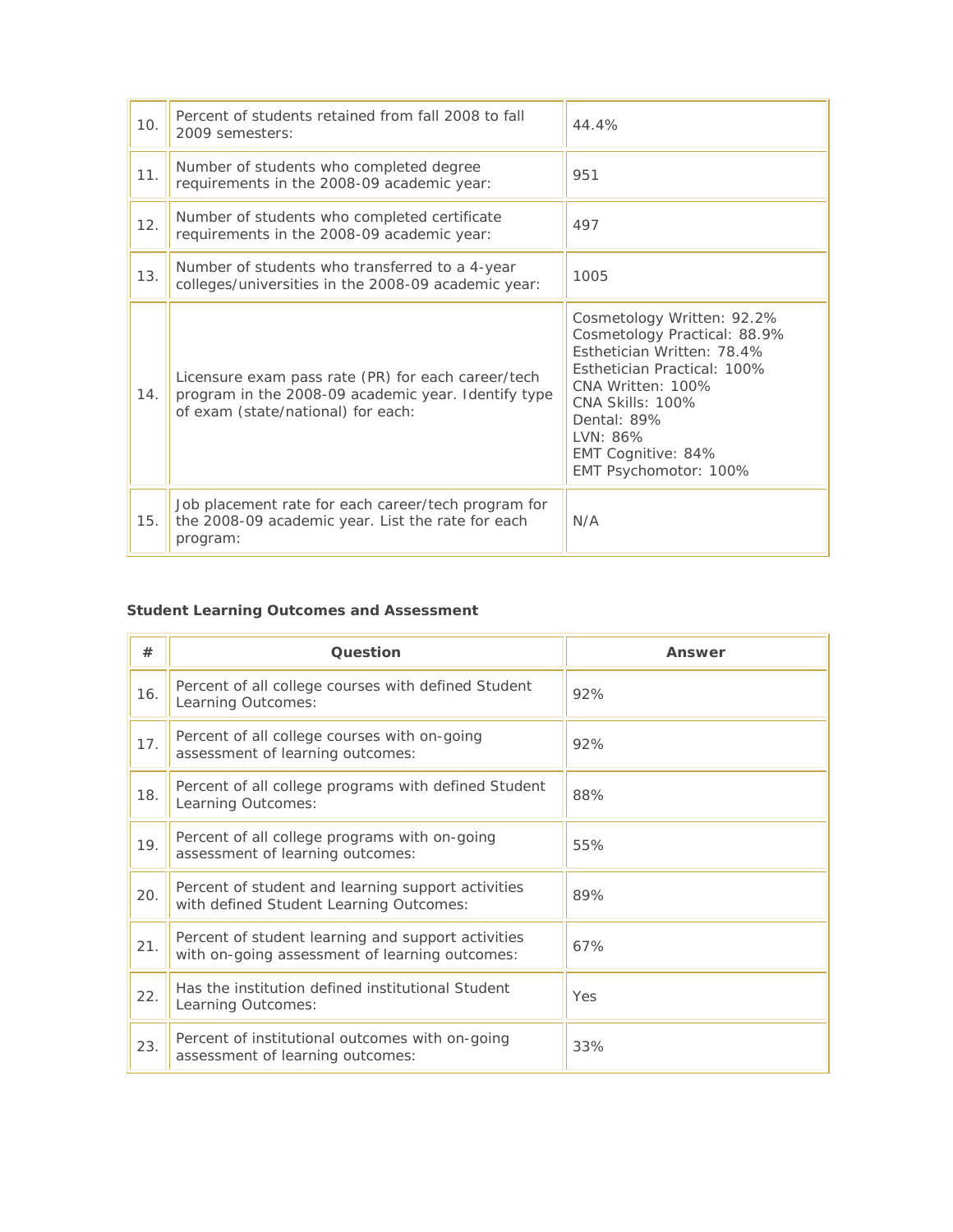| | | |
|---|---|---|
| 10. | Percent of students retained from fall 2008 to fall 2009 semesters: | 44.4% |
| 11. | Number of students who completed degree requirements in the 2008-09 academic year: | 951 |
| 12. | Number of students who completed certificate requirements in the 2008-09 academic year: | 497 |
| 13. | Number of students who transferred to a 4-year colleges/universities in the 2008-09 academic year: | 1005 |
| 14. | Licensure exam pass rate (PR) for each career/tech program in the 2008-09 academic year. Identify type of exam (state/national) for each: | Cosmetology Written: 92.2%<br>Cosmetology Practical: 88.9%<br>Esthetician Written: 78.4%<br>Esthetician Practical: 100%<br>CNA Written: 100%<br>CNA Skills: 100%<br>Dental: 89%<br>LVN: 86%<br>EMT Cognitive: 84%<br>EMT Psychomotor: 100% |
| 15. | Job placement rate for each career/tech program for the 2008-09 academic year. List the rate for each program: | N/A |

**Student Learning Outcomes and Assessment**

| # | Question | Answer |
|---|---|---|
| 16. | Percent of all college courses with defined Student Learning Outcomes: | 92% |
| 17. | Percent of all college courses with on-going assessment of learning outcomes: | 92% |
| 18. | Percent of all college programs with defined Student Learning Outcomes: | 88% |
| 19. | Percent of all college programs with on-going assessment of learning outcomes: | 55% |
| 20. | Percent of student and learning support activities with defined Student Learning Outcomes: | 89% |
| 21. | Percent of student learning and support activities with on-going assessment of learning outcomes: | 67% |
| 22. | Has the institution defined institutional Student Learning Outcomes: | Yes |
| 23. | Percent of institutional outcomes with on-going assessment of learning outcomes: | 33% |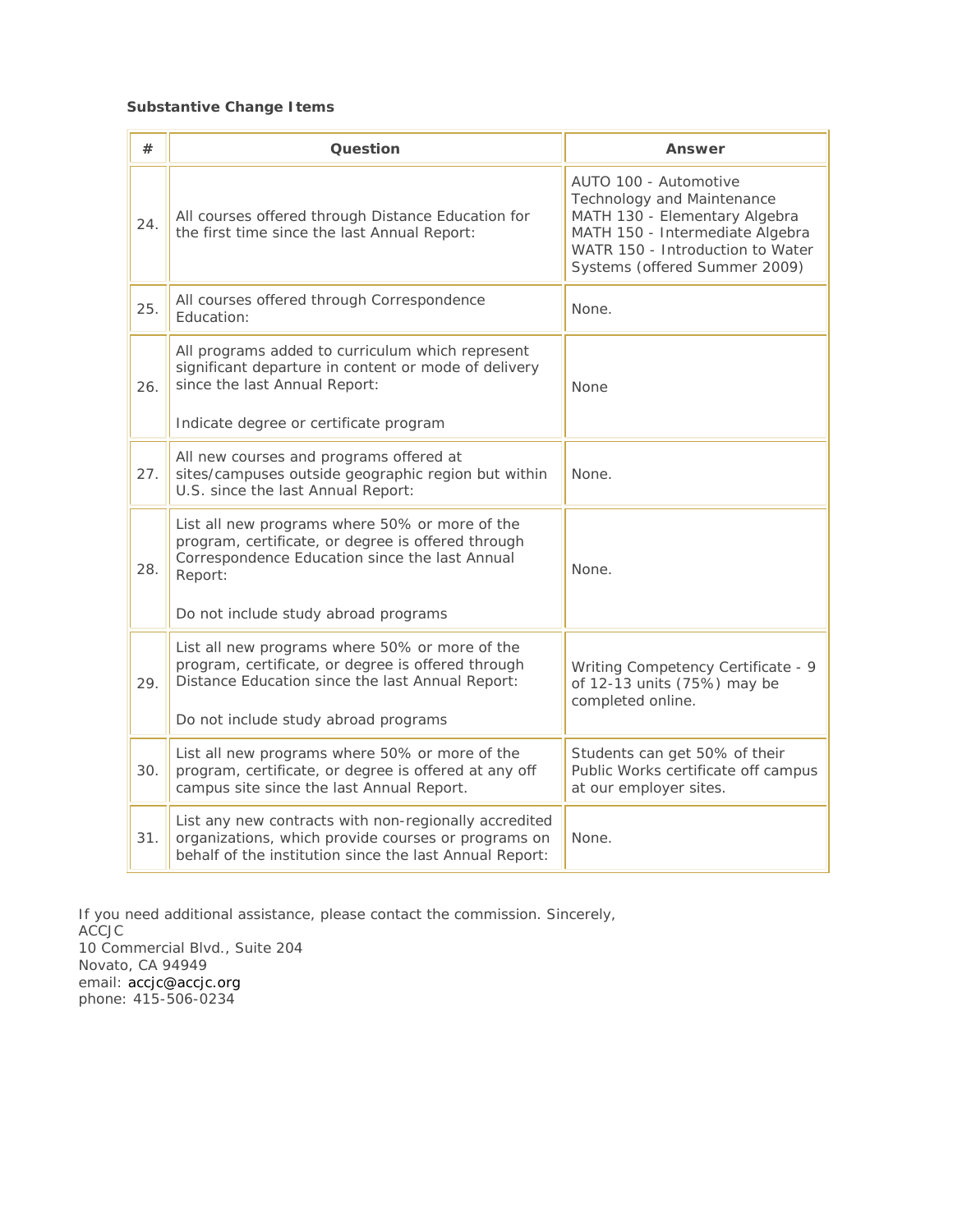**Substantive Change Items**

| # | Question | Answer |
|---|---|---|
| 24. | All courses offered through Distance Education for the first time since the last Annual Report: | AUTO 100 - Automotive Technology and Maintenance<br>MATH 130 - Elementary Algebra<br>MATH 150 - Intermediate Algebra<br>WATR 150 - Introduction to Water Systems (offered Summer 2009) |
| 25. | All courses offered through Correspondence Education: | None. |
| 26. | All programs added to curriculum which represent significant departure in content or mode of delivery since the last Annual Report:<br><br>Indicate degree or certificate program | None |
| 27. | All new courses and programs offered at sites/campuses outside geographic region but within U.S. since the last Annual Report: | None. |
| 28. | List all new programs where 50% or more of the program, certificate, or degree is offered through Correspondence Education since the last Annual Report:<br><br>Do not include study abroad programs | None. |
| 29. | List all new programs where 50% or more of the program, certificate, or degree is offered through Distance Education since the last Annual Report:<br><br>Do not include study abroad programs | Writing Competency Certificate - 9 of 12-13 units (75%) may be completed online. |
| 30. | List all new programs where 50% or more of the program, certificate, or degree is offered at any off campus site since the last Annual Report. | Students can get 50% of their Public Works certificate off campus at our employer sites. |
| 31. | List any new contracts with non-regionally accredited organizations, which provide courses or programs on behalf of the institution since the last Annual Report: | None. |

If you need additional assistance, please contact the commission. Sincerely,
ACCJC
10 Commercial Blvd., Suite 204
Novato, CA 94949
email: accjc@accjc.org
phone: 415-506-0234